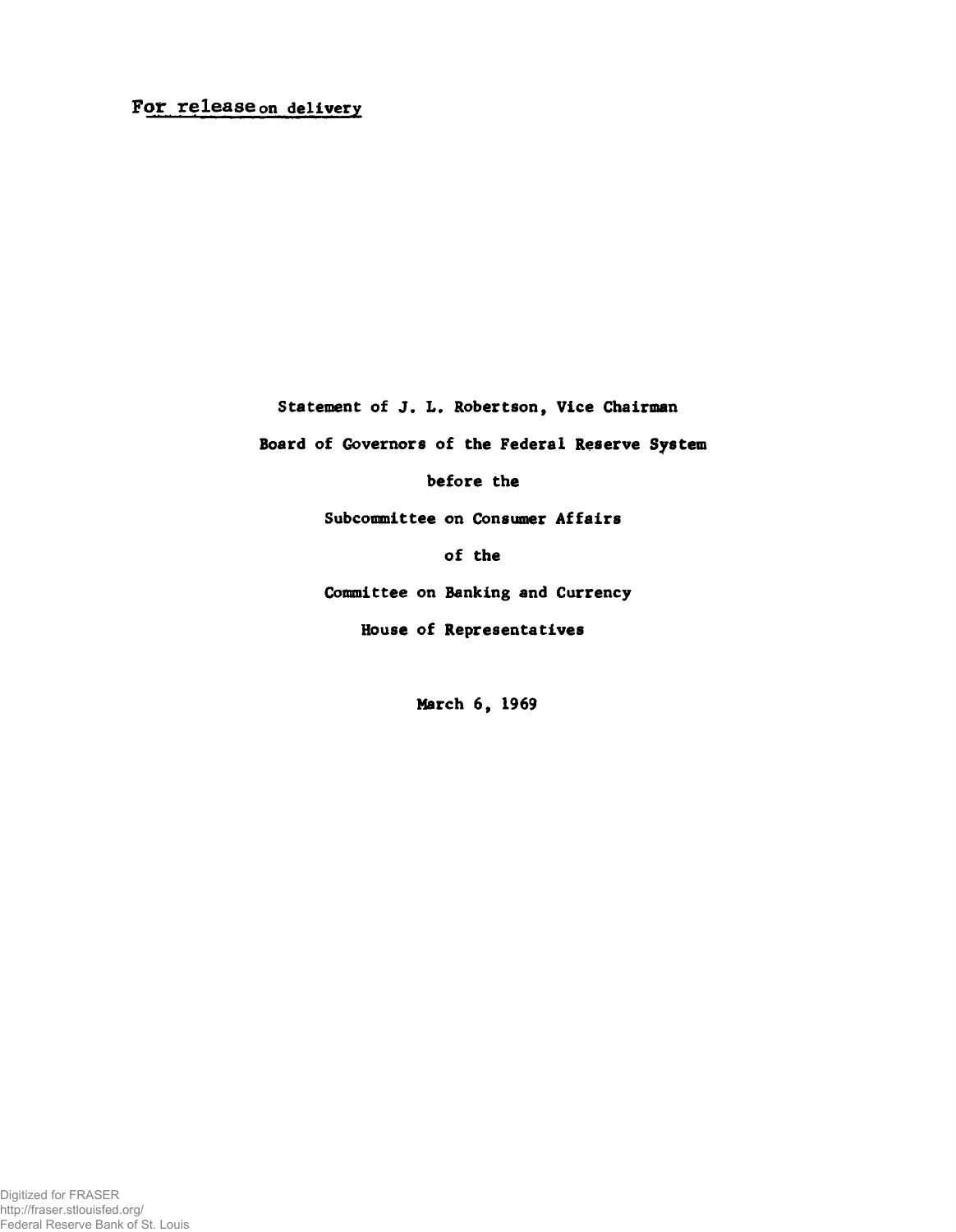For release on delivery

Statement of J. L. Robertson, Vice Chairman

Board of Governors of the Federal Reserve System

before the

Subcommittee on Consumer Affairs

of the

Committee on Banking and Currency

House of Representatives

March 6, 1969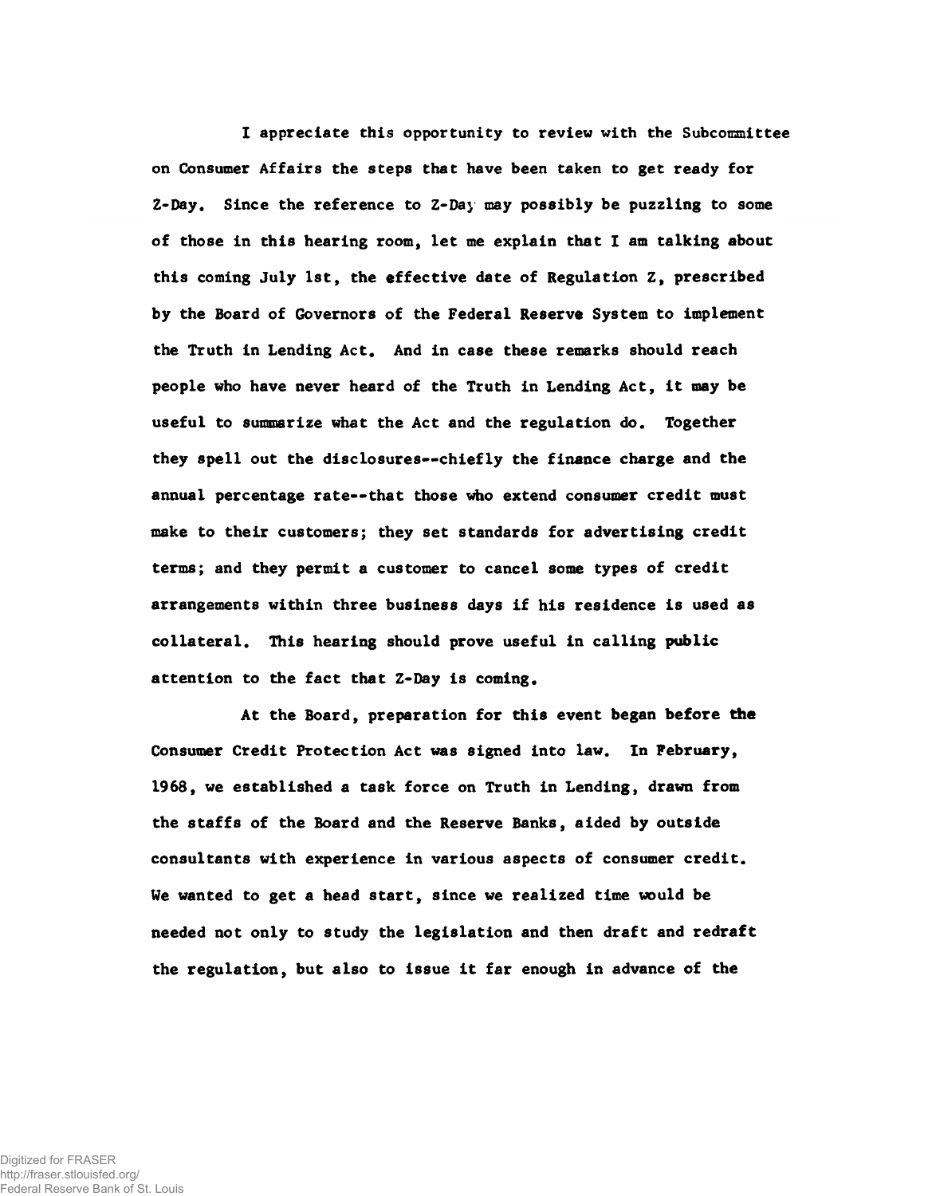I appreciate this opportunity to review with the Subcommittee on Consumer Affairs the steps that have been taken to get ready for Z-Day. Since the reference to Z-Day may possibly be puzzling to some of those in this hearing room, let me explain that I am talking about this coming July 1st, the effective date of Regulation Z, prescribed by the Board of Governors of the Federal Reserve System to implement the Truth in Lending Act. And in case these remarks should reach people who have never heard of the Truth in Lending Act, it may be useful to summarize what the Act and the regulation do. Together they spell out the disclosures--chiefly the finance charge and the annual percentage rate--that those who extend consumer credit must make to their customers; they set standards for advertising credit terms; and they permit a customer to cancel some types of credit arrangements within three business days if his residence is used as collateral. This hearing should prove useful in calling public attention to the fact that Z-Day is coming.

At the Board, preparation for this event began before the Consumer Credit Protection Act was signed into law. In February, 1968, we established a task force on Truth in Lending, drawn from the staffs of the Board and the Reserve Banks, aided by outside consultants with experience in various aspects of consumer credit. We wanted to get a head start, since we realized time would be needed not only to study the legislation and then draft and redraft the regulation, but also to issue it far enough in advance of the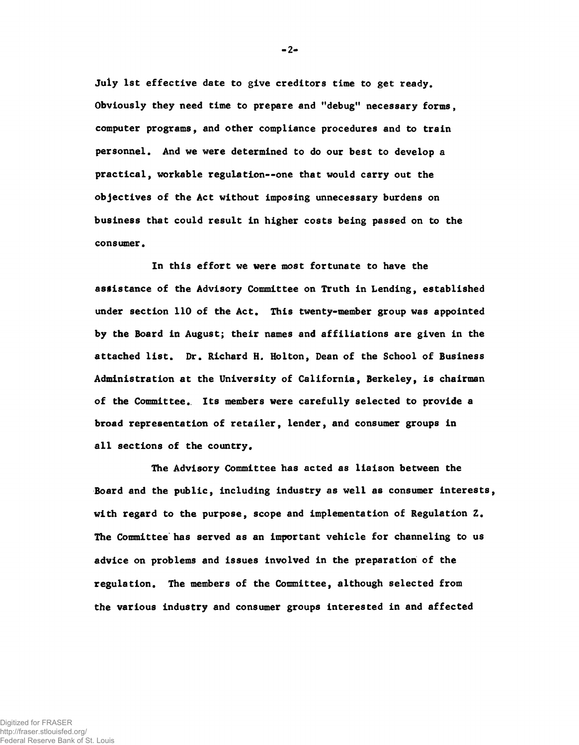July 1st effective date to give creditors time to get ready. Obviously they need time to prepare and "debug" necessary forms, computer programs, and other compliance procedures and to train personnel. And we were determined to do our best to develop a practical, workable regulation--one that would carry out the objectives of the Act without imposing unnecessary burdens on business that could result in higher costs being passed on to the consumer.

In this effort we were most fortunate to have the assistance of the Advisory Committee on Truth in Lending, established under section 110 of the Act. This twenty-member group was appointed by the Board in August; their names and affiliations are given in the attached list. Dr. Richard H. Holton, Dean of the School of Business Administration at the University of California, Berkeley, is chairman of the Committee. Its members were carefully selected to provide a broad representation of retailer, lender, and consumer groups in all sections of the country.

The Advisory Committee has acted as liaison between the Board and the public, including industry as well as consumer interests, with regard to the purpose, scope and implementation of Regulation Z. The Committee has served as an important vehicle for channeling to us advice on problems and issues involved in the preparation of the regulation. The members of the Committee, although selected from the various industry and consumer groups interested in and affected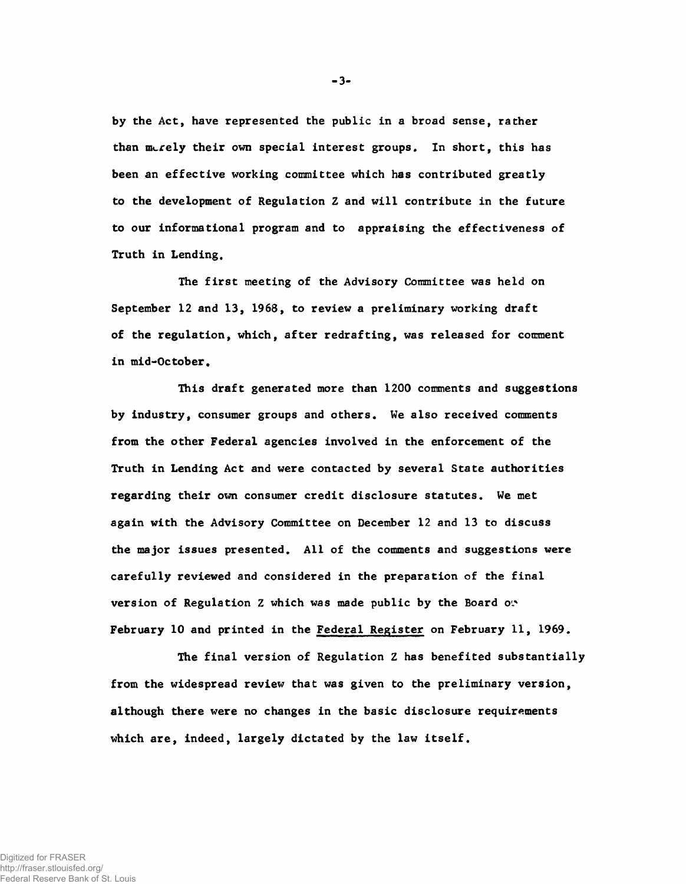by the Act, have represented the public in a broad sense, rather than merely their own special interest groups. In short, this has been an effective working committee which has contributed greatly to the development of Regulation Z and will contribute in the future to our informational program and to appraising the effectiveness of Truth in Lending.

The first meeting of the Advisory Committee was held on September 12 and 13, 1968, to review a preliminary working draft of the regulation, which, after redrafting, was released for comment in mid-October.

This draft generated more than 1200 comments and suggestions by industry, consumer groups and others. We also received comments from the other Federal agencies involved in the enforcement of the Truth in Lending Act and were contacted by several State authorities regarding their own consumer credit disclosure statutes. We met again with the Advisory Committee on December 12 and 13 to discuss the major issues presented. All of the comments and suggestions were carefully reviewed and considered in the preparation of the final version of Regulation Z which was made public by the Board on February 10 and printed in the Federal Register on February 11, 1969.

The final version of Regulation Z has benefited substantially from the widespread review that was given to the preliminary version, although there were no changes in the basic disclosure requirements which are, indeed, largely dictated by the law itself.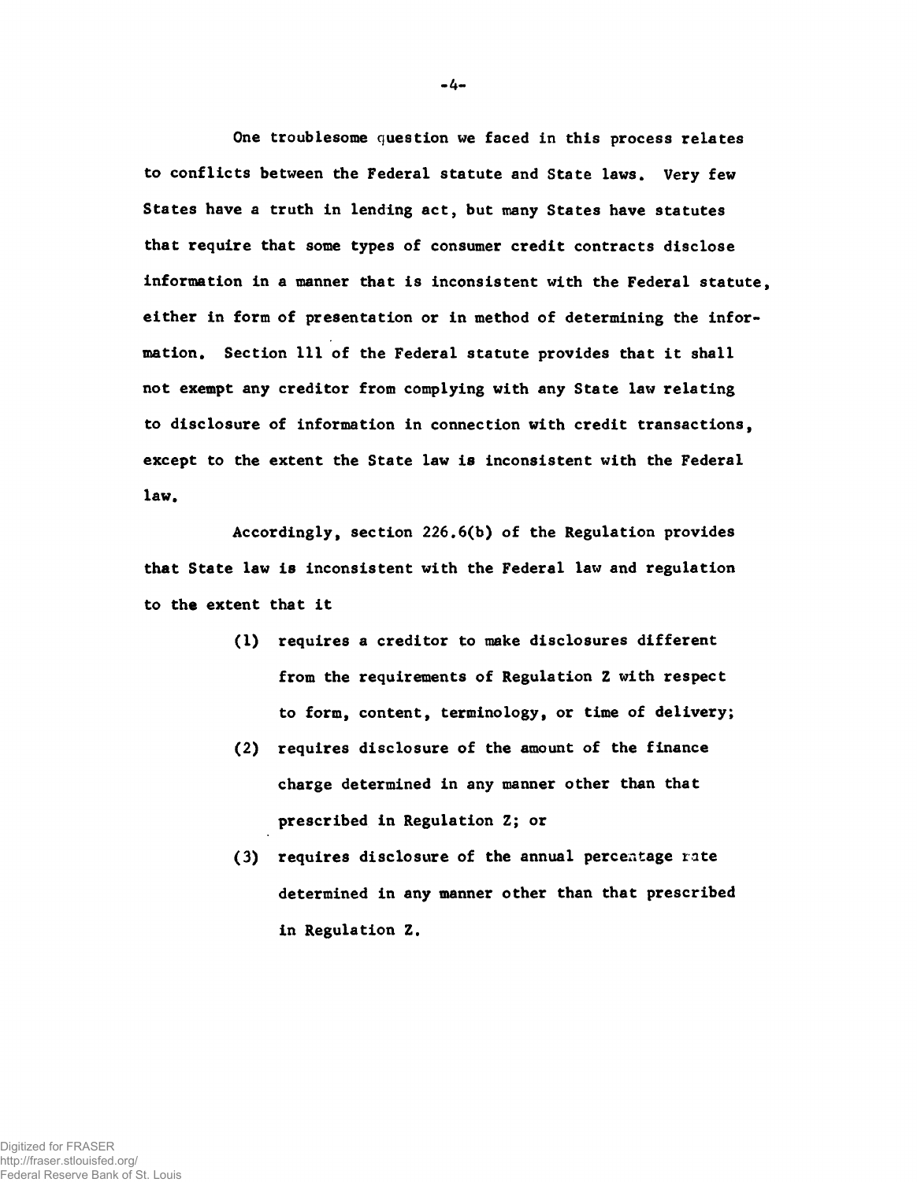One troublesome question we faced in this process relates to conflicts between the Federal statute and State laws. Very few States have a truth in lending act, but many States have statutes that require that some types of consumer credit contracts disclose information in a manner that is inconsistent with the Federal statute, either in form of presentation or in method of determining the information. Section 111 of the Federal statute provides that it shall not exempt any creditor from complying with any State law relating to disclosure of information in connection with credit transactions, except to the extent the State law is inconsistent with the Federal law.

Accordingly, section 226.6(b) of the Regulation provides that State law is inconsistent with the Federal law and regulation to the extent that it

(1) requires a creditor to make disclosures different from the requirements of Regulation Z with respect to form, content, terminology, or time of delivery;

(2) requires disclosure of the amount of the finance charge determined in any manner other than that prescribed in Regulation Z; or

(3) requires disclosure of the annual percentage rate determined in any manner other than that prescribed in Regulation Z.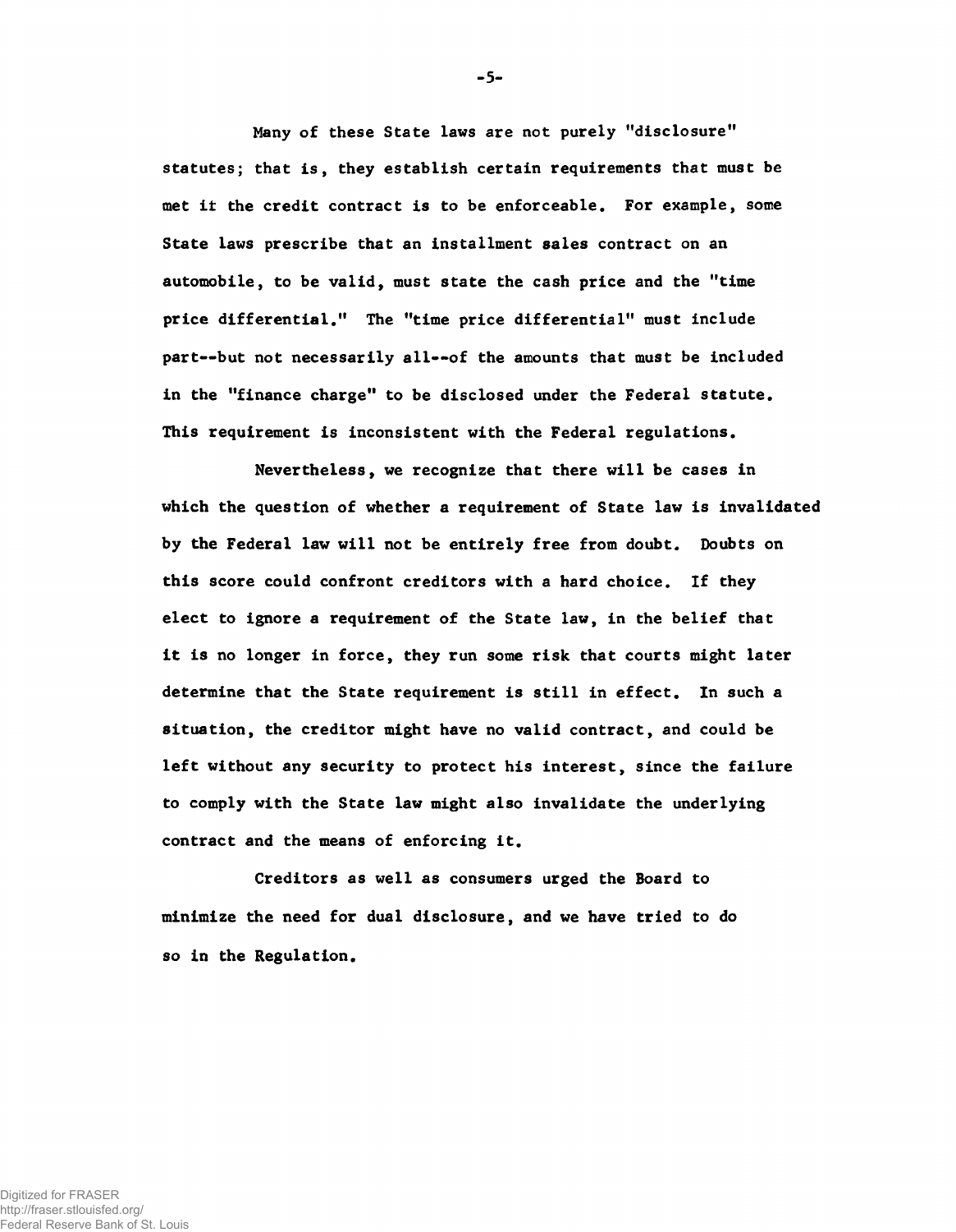Many of these State laws are not purely "disclosure" statutes; that is, they establish certain requirements that must be met it the credit contract is to be enforceable. For example, some State laws prescribe that an installment sales contract on an automobile, to be valid, must state the cash price and the "time price differential." The "time price differential" must include part--but not necessarily all--of the amounts that must be included in the "finance charge" to be disclosed under the Federal statute. This requirement is inconsistent with the Federal regulations.

Nevertheless, we recognize that there will be cases in which the question of whether a requirement of State law is invalidated by the Federal law will not be entirely free from doubt. Doubts on this score could confront creditors with a hard choice. If they elect to ignore a requirement of the State law, in the belief that it is no longer in force, they run some risk that courts might later determine that the State requirement is still in effect. In such a situation, the creditor might have no valid contract, and could be left without any security to protect his interest, since the failure to comply with the State law might also invalidate the underlying contract and the means of enforcing it.

Creditors as well as consumers urged the Board to minimize the need for dual disclosure, and we have tried to do so in the Regulation.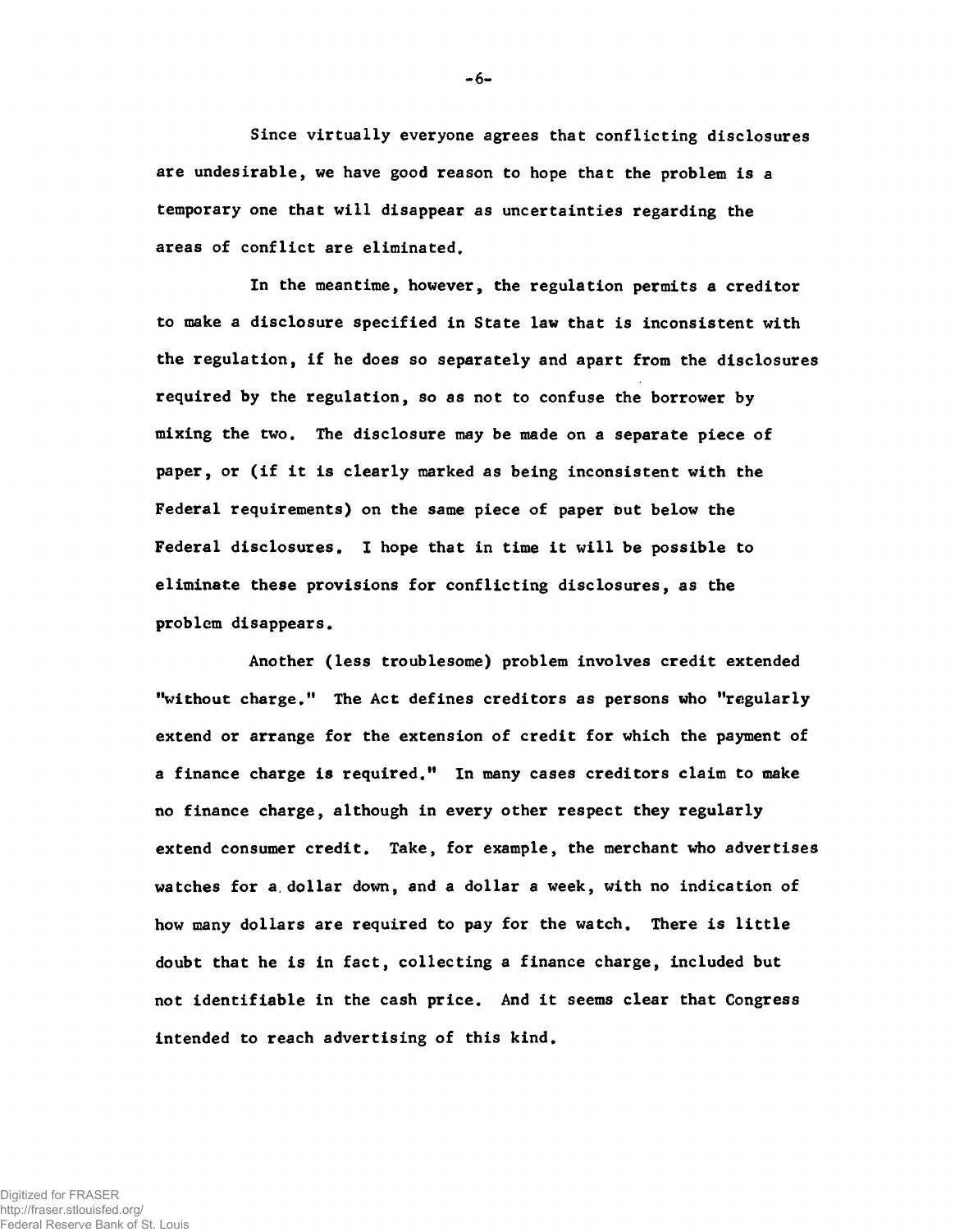Since virtually everyone agrees that conflicting disclosures are undesirable, we have good reason to hope that the problem is a temporary one that will disappear as uncertainties regarding the areas of conflict are eliminated.

In the meantime, however, the regulation permits a creditor to make a disclosure specified in State law that is inconsistent with the regulation, if he does so separately and apart from the disclosures required by the regulation, so as not to confuse the borrower by mixing the two. The disclosure may be made on a separate piece of paper, or (if it is clearly marked as being inconsistent with the Federal requirements) on the same piece of paper but below the Federal disclosures. I hope that in time it will be possible to eliminate these provisions for conflicting disclosures, as the problem disappears.

Another (less troublesome) problem involves credit extended "without charge." The Act defines creditors as persons who "regularly extend or arrange for the extension of credit for which the payment of a finance charge is required." In many cases creditors claim to make no finance charge, although in every other respect they regularly extend consumer credit. Take, for example, the merchant who advertises watches for a dollar down, and a dollar a week, with no indication of how many dollars are required to pay for the watch. There is little doubt that he is in fact, collecting a finance charge, included but not identifiable in the cash price. And it seems clear that Congress intended to reach advertising of this kind.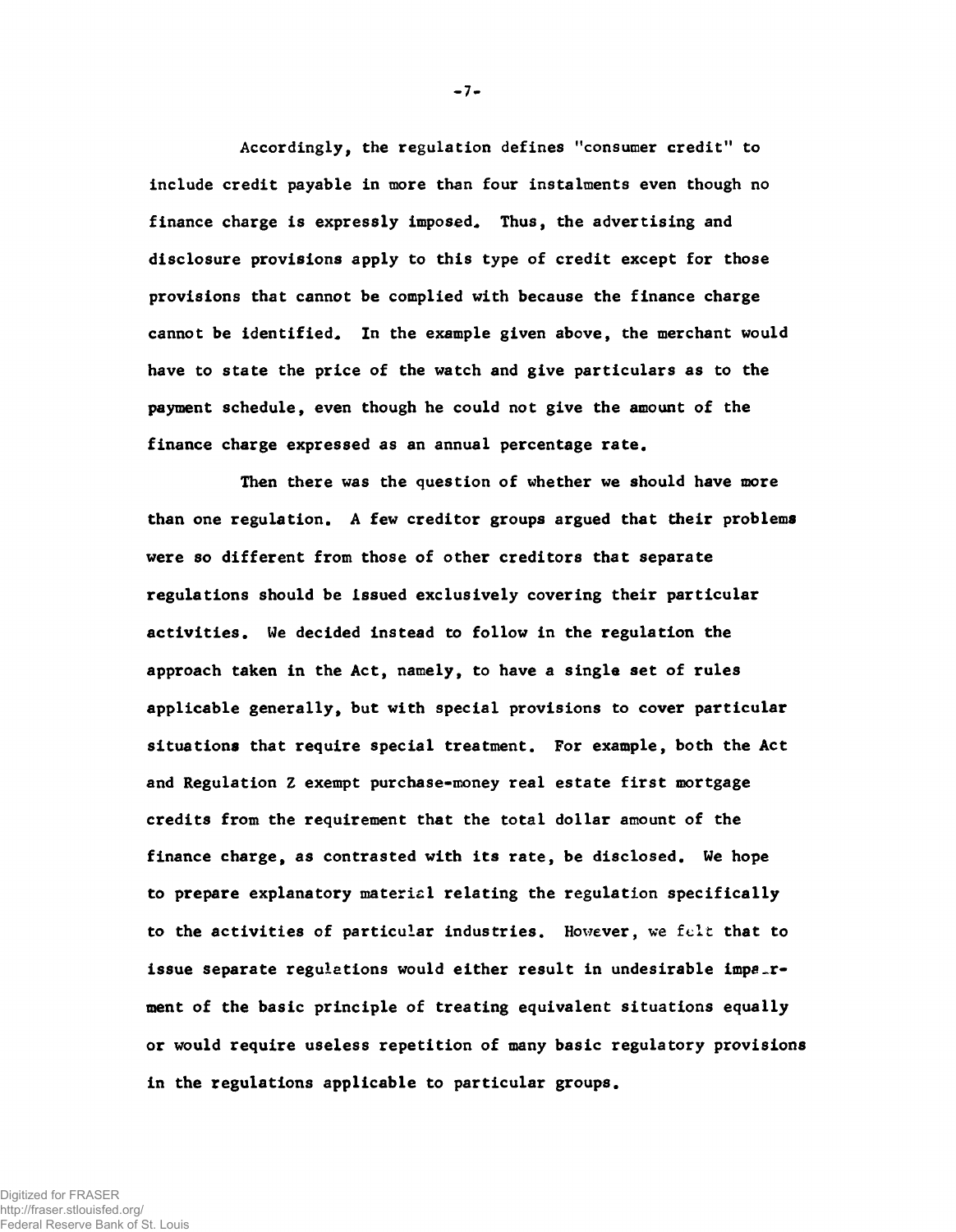Accordingly, the regulation defines "consumer credit" to include credit payable in more than four instalments even though no finance charge is expressly imposed. Thus, the advertising and disclosure provisions apply to this type of credit except for those provisions that cannot be complied with because the finance charge cannot be identified. In the example given above, the merchant would have to state the price of the watch and give particulars as to the payment schedule, even though he could not give the amount of the finance charge expressed as an annual percentage rate.

Then there was the question of whether we should have more than one regulation. A few creditor groups argued that their problems were so different from those of other creditors that separate regulations should be issued exclusively covering their particular activities. We decided instead to follow in the regulation the approach taken in the Act, namely, to have a single set of rules applicable generally, but with special provisions to cover particular situations that require special treatment. For example, both the Act and Regulation Z exempt purchase-money real estate first mortgage credits from the requirement that the total dollar amount of the finance charge, as contrasted with its rate, be disclosed. We hope to prepare explanatory material relating the regulation specifically to the activities of particular industries. However, we felt that to issue separate regulations would either result in undesirable impairment of the basic principle of treating equivalent situations equally or would require useless repetition of many basic regulatory provisions in the regulations applicable to particular groups.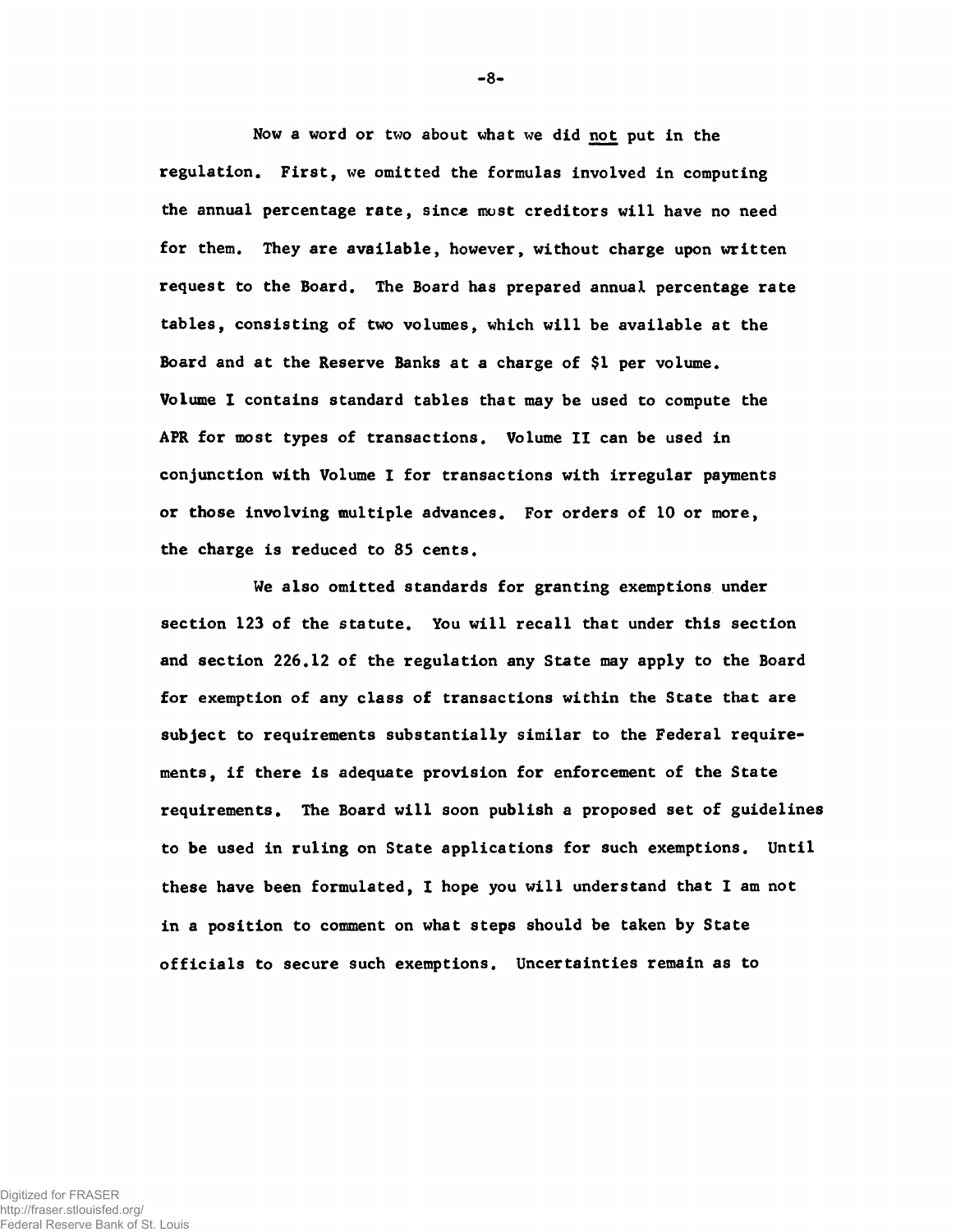Now a word or two about what we did <u>not</u> put in the regulation. First, we omitted the formulas involved in computing the annual percentage rate, since most creditors will have no need for them. They are available, however, without charge upon written request to the Board. The Board has prepared annual percentage rate tables, consisting of two volumes, which will be available at the Board and at the Reserve Banks at a charge of $1 per volume. Volume I contains standard tables that may be used to compute the APR for most types of transactions. Volume II can be used in conjunction with Volume I for transactions with irregular payments or those involving multiple advances. For orders of 10 or more, the charge is reduced to 85 cents.

We also omitted standards for granting exemptions under section 123 of the statute. You will recall that under this section and section 226.12 of the regulation any State may apply to the Board for exemption of any class of transactions within the State that are subject to requirements substantially similar to the Federal requirements, if there is adequate provision for enforcement of the State requirements. The Board will soon publish a proposed set of guidelines to be used in ruling on State applications for such exemptions. Until these have been formulated, I hope you will understand that I am not in a position to comment on what steps should be taken by State officials to secure such exemptions. Uncertainties remain as to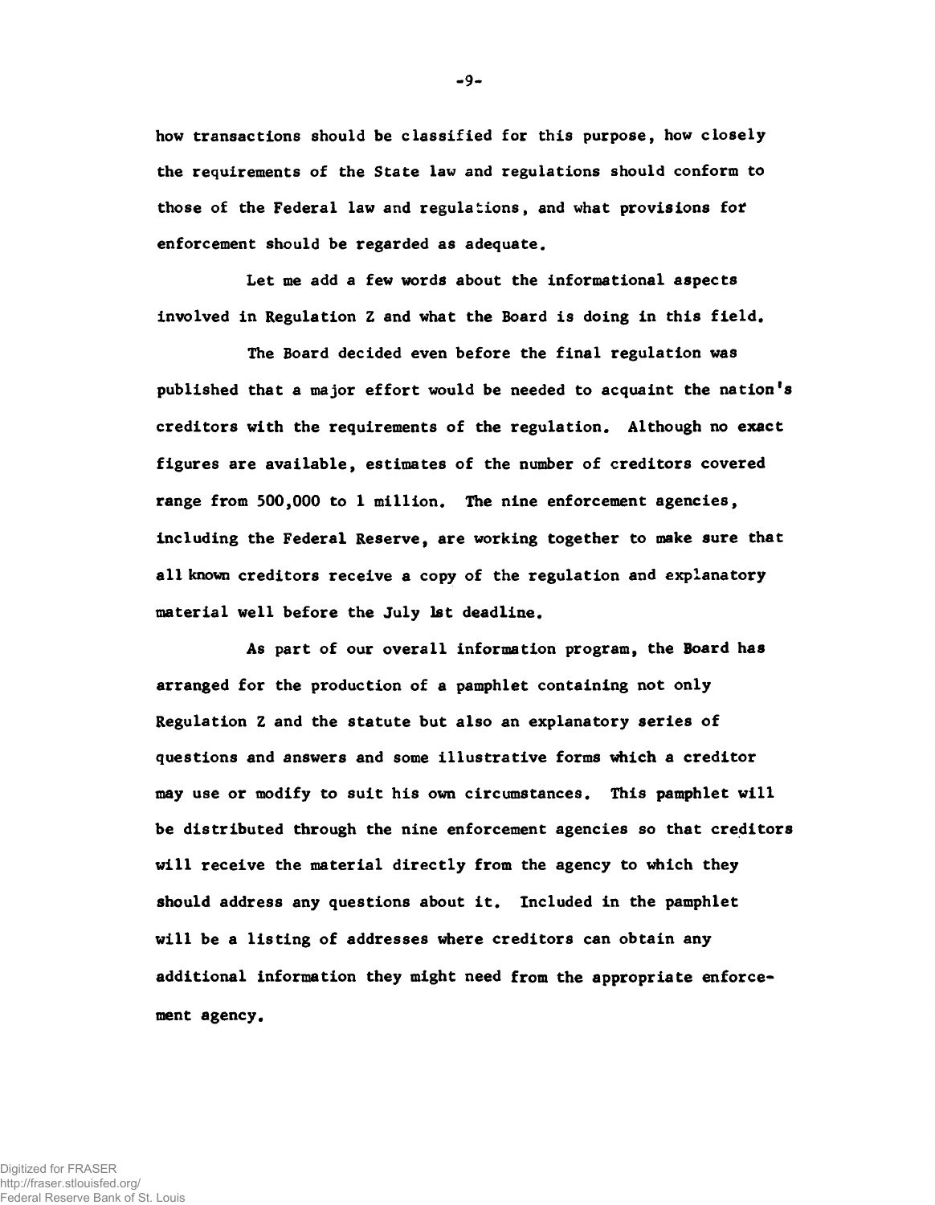how transactions should be classified for this purpose, how closely the requirements of the State law and regulations should conform to those of the Federal law and regulations, and what provisions for enforcement should be regarded as adequate.

Let me add a few words about the informational aspects involved in Regulation Z and what the Board is doing in this field.

The Board decided even before the final regulation was published that a major effort would be needed to acquaint the nation's creditors with the requirements of the regulation. Although no exact figures are available, estimates of the number of creditors covered range from 500,000 to 1 million. The nine enforcement agencies, including the Federal Reserve, are working together to make sure that all known creditors receive a copy of the regulation and explanatory material well before the July 1st deadline.

As part of our overall information program, the Board has arranged for the production of a pamphlet containing not only Regulation Z and the statute but also an explanatory series of questions and answers and some illustrative forms which a creditor may use or modify to suit his own circumstances. This pamphlet will be distributed through the nine enforcement agencies so that creditors will receive the material directly from the agency to which they should address any questions about it. Included in the pamphlet will be a listing of addresses where creditors can obtain any additional information they might need from the appropriate enforcement agency.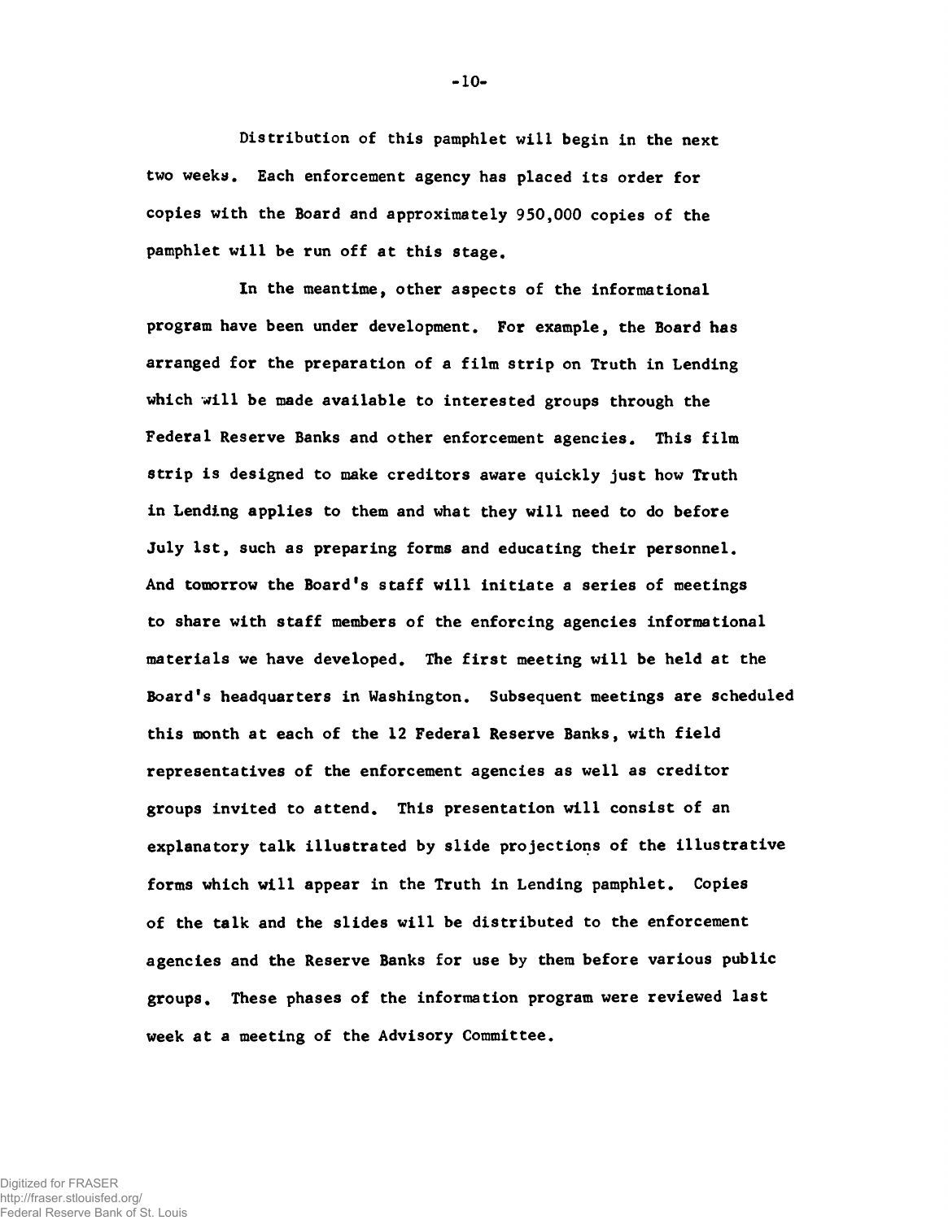Distribution of this pamphlet will begin in the next two weeks. Each enforcement agency has placed its order for copies with the Board and approximately 950,000 copies of the pamphlet will be run off at this stage.

In the meantime, other aspects of the informational program have been under development. For example, the Board has arranged for the preparation of a film strip on Truth in Lending which will be made available to interested groups through the Federal Reserve Banks and other enforcement agencies. This film strip is designed to make creditors aware quickly just how Truth in Lending applies to them and what they will need to do before July 1st, such as preparing forms and educating their personnel. And tomorrow the Board's staff will initiate a series of meetings to share with staff members of the enforcing agencies informational materials we have developed. The first meeting will be held at the Board's headquarters in Washington. Subsequent meetings are scheduled this month at each of the 12 Federal Reserve Banks, with field representatives of the enforcement agencies as well as creditor groups invited to attend. This presentation will consist of an explanatory talk illustrated by slide projections of the illustrative forms which will appear in the Truth in Lending pamphlet. Copies of the talk and the slides will be distributed to the enforcement agencies and the Reserve Banks for use by them before various public groups. These phases of the information program were reviewed last week at a meeting of the Advisory Committee.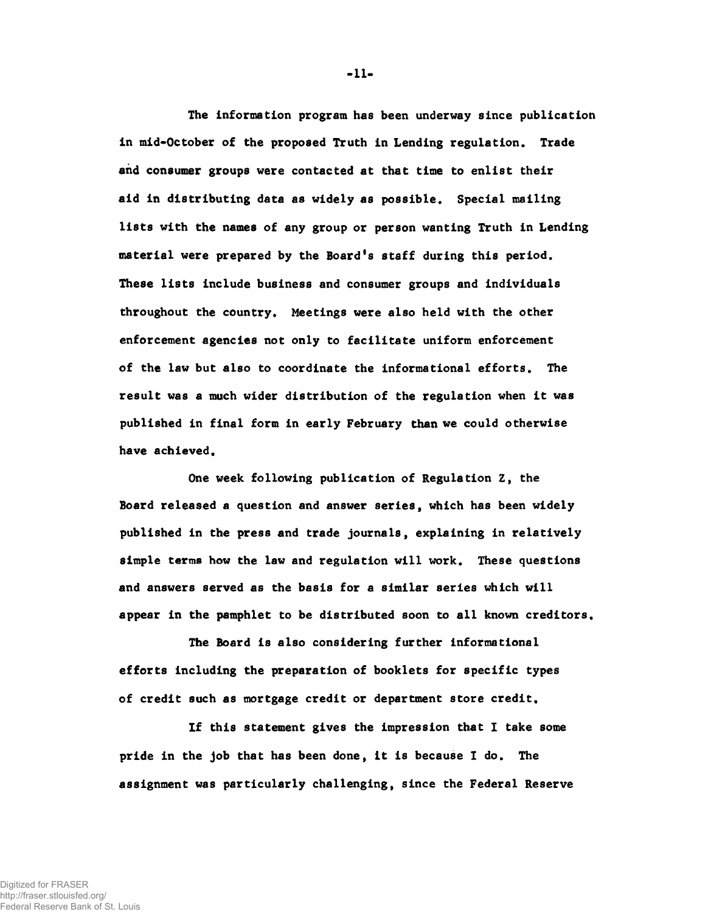The information program has been underway since publication in mid-October of the proposed Truth in Lending regulation. Trade and consumer groups were contacted at that time to enlist their aid in distributing data as widely as possible. Special mailing lists with the names of any group or person wanting Truth in Lending material were prepared by the Board's staff during this period. These lists include business and consumer groups and individuals throughout the country. Meetings were also held with the other enforcement agencies not only to facilitate uniform enforcement of the law but also to coordinate the informational efforts. The result was a much wider distribution of the regulation when it was published in final form in early February than we could otherwise have achieved.

One week following publication of Regulation Z, the Board released a question and answer series, which has been widely published in the press and trade journals, explaining in relatively simple terms how the law and regulation will work. These questions and answers served as the basis for a similar series which will appear in the pamphlet to be distributed soon to all known creditors.

The Board is also considering further informational efforts including the preparation of booklets for specific types of credit such as mortgage credit or department store credit.

If this statement gives the impression that I take some pride in the job that has been done, it is because I do. The assignment was particularly challenging, since the Federal Reserve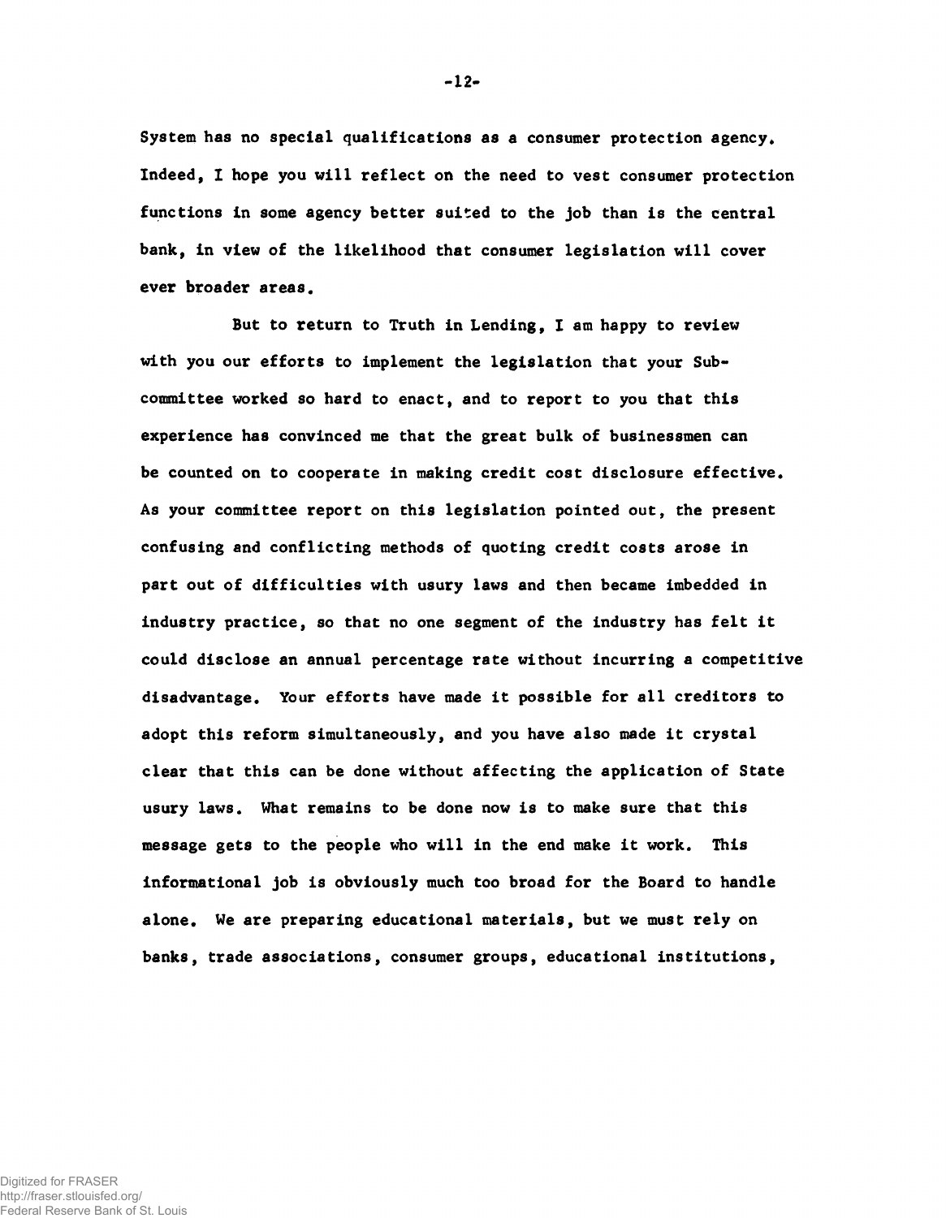System has no special qualifications as a consumer protection agency. Indeed, I hope you will reflect on the need to vest consumer protection functions in some agency better suited to the job than is the central bank, in view of the likelihood that consumer legislation will cover ever broader areas.

But to return to Truth in Lending, I am happy to review with you our efforts to implement the legislation that your Subcommittee worked so hard to enact, and to report to you that this experience has convinced me that the great bulk of businessmen can be counted on to cooperate in making credit cost disclosure effective. As your committee report on this legislation pointed out, the present confusing and conflicting methods of quoting credit costs arose in part out of difficulties with usury laws and then became imbedded in industry practice, so that no one segment of the industry has felt it could disclose an annual percentage rate without incurring a competitive disadvantage. Your efforts have made it possible for all creditors to adopt this reform simultaneously, and you have also made it crystal clear that this can be done without affecting the application of State usury laws. What remains to be done now is to make sure that this message gets to the people who will in the end make it work. This informational job is obviously much too broad for the Board to handle alone. We are preparing educational materials, but we must rely on banks, trade associations, consumer groups, educational institutions,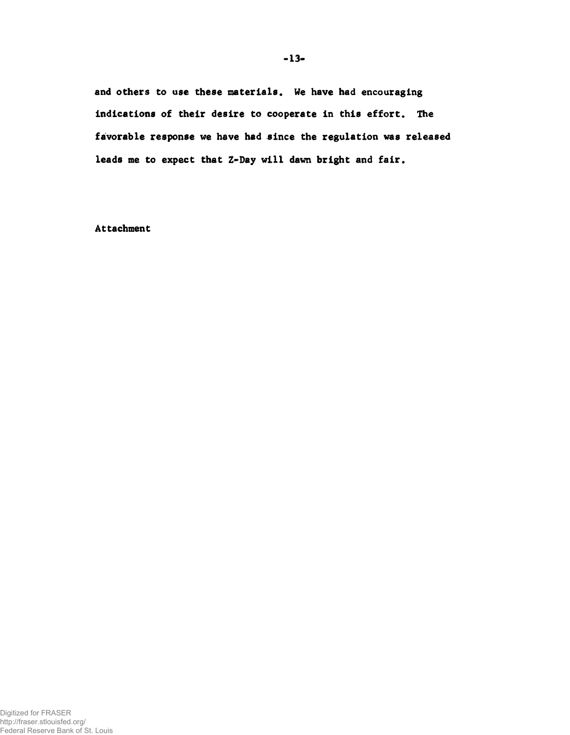and others to use these materials. We have had encouraging indications of their desire to cooperate in this effort. The favorable response we have had since the regulation was released leads me to expect that Z-Day will dawn bright and fair.

Attachment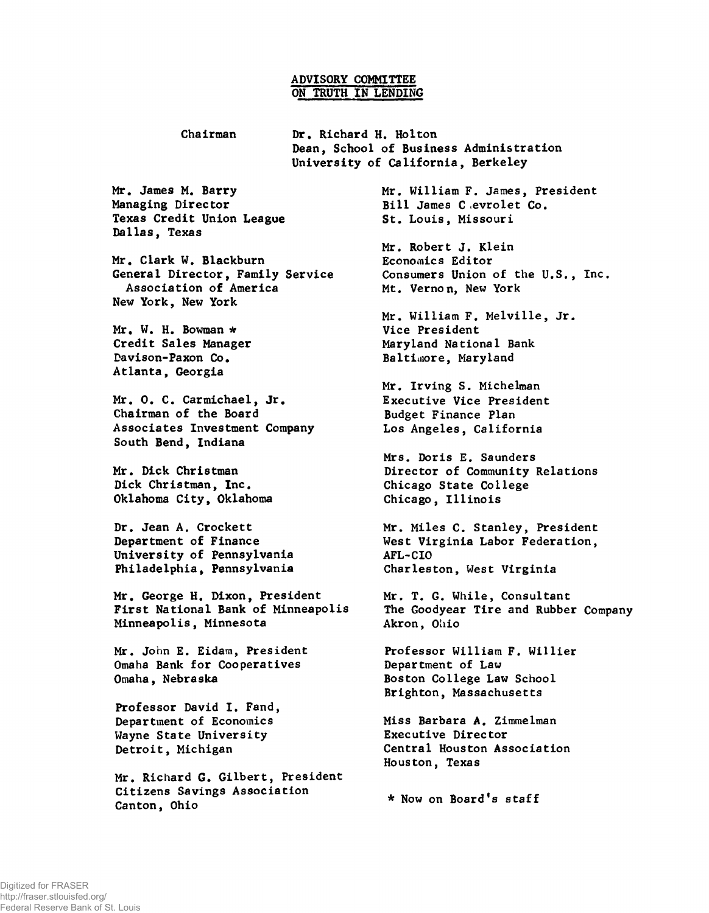# ADVISORY COMMITTEE ON TRUTH IN LENDING

Chairman — Dr. Richard H. Holton
Dean, School of Business Administration
University of California, Berkeley

Mr. James M. Barry
Managing Director
Texas Credit Union League
Dallas, Texas

Mr. Clark W. Blackburn
General Director, Family Service Association of America
New York, New York

Mr. W. H. Bowman *
Credit Sales Manager
Davison-Paxon Co.
Atlanta, Georgia

Mr. O. C. Carmichael, Jr.
Chairman of the Board
Associates Investment Company
South Bend, Indiana

Mr. Dick Christman
Dick Christman, Inc.
Oklahoma City, Oklahoma

Dr. Jean A. Crockett
Department of Finance
University of Pennsylvania
Philadelphia, Pennsylvania

Mr. George H. Dixon, President
First National Bank of Minneapolis
Minneapolis, Minnesota

Mr. John E. Eidam, President
Omaha Bank for Cooperatives
Omaha, Nebraska

Professor David I. Fand,
Department of Economics
Wayne State University
Detroit, Michigan

Mr. Richard G. Gilbert, President
Citizens Savings Association
Canton, Ohio

Mr. William F. James, President
Bill James Chevrolet Co.
St. Louis, Missouri

Mr. Robert J. Klein
Economics Editor
Consumers Union of the U.S., Inc.
Mt. Vernon, New York

Mr. William F. Melville, Jr.
Vice President
Maryland National Bank
Baltimore, Maryland

Mr. Irving S. Michelman
Executive Vice President
Budget Finance Plan
Los Angeles, California

Mrs. Doris E. Saunders
Director of Community Relations
Chicago State College
Chicago, Illinois

Mr. Miles C. Stanley, President
West Virginia Labor Federation, AFL-CIO
Charleston, West Virginia

Mr. T. G. While, Consultant
The Goodyear Tire and Rubber Company
Akron, Ohio

Professor William F. Willier
Department of Law
Boston College Law School
Brighton, Massachusetts

Miss Barbara A. Zimmelman
Executive Director
Central Houston Association
Houston, Texas

* Now on Board's staff